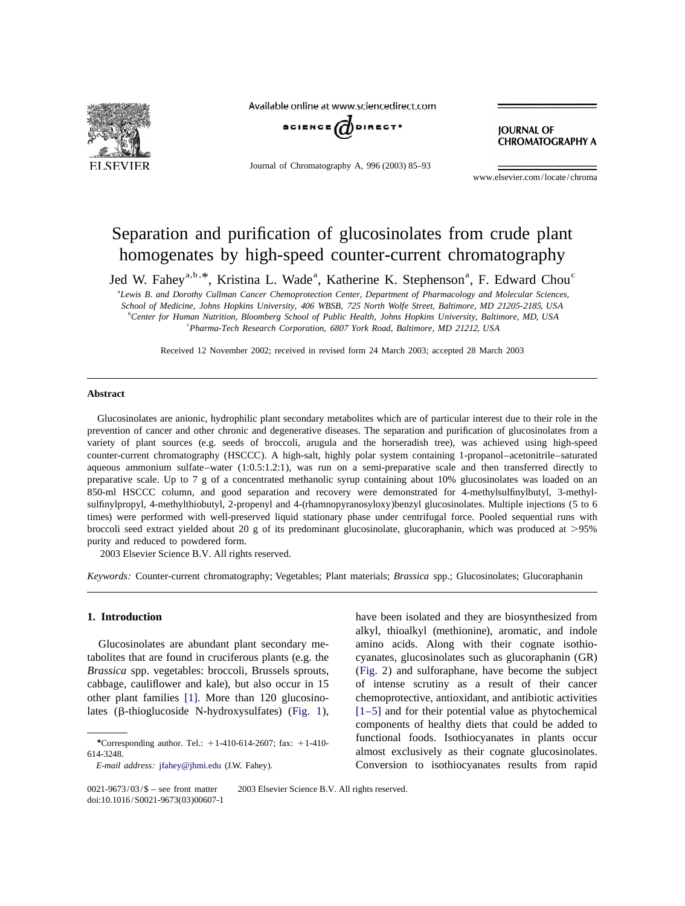# Separation and purification of glucosinolates from crude plant homogenates by high-speed counter-current chromatography

Jed W. Fahey[a,b,*], Kristina L. Wade[a], Katherine K. Stephenson[a], F. Edward Chou[c]

[a] *Lewis B. and Dorothy Cullman Cancer Chemoprotection Center, Department of Pharmacology and Molecular Sciences, School of Medicine, Johns Hopkins University, 406 WBSB, 725 North Wolfe Street, Baltimore, MD 21205-2185, USA*

[b] *Center for Human Nutrition, Bloomberg School of Public Health, Johns Hopkins University, Baltimore, MD, USA*

[c] *Pharma-Tech Research Corporation, 6807 York Road, Baltimore, MD 21212, USA*

Received 12 November 2002; received in revised form 24 March 2003; accepted 28 March 2003

## Abstract

Glucosinolates are anionic, hydrophilic plant secondary metabolites which are of particular interest due to their role in the prevention of cancer and other chronic and degenerative diseases. The separation and purification of glucosinolates from a variety of plant sources (e.g. seeds of broccoli, arugula and the horseradish tree), was achieved using high-speed counter-current chromatography (HSCCC). A high-salt, highly polar system containing 1-propanol–acetonitrile–saturated aqueous ammonium sulfate–water (1:0.5:1.2:1), was run on a semi-preparative scale and then transferred directly to preparative scale. Up to 7 g of a concentrated methanolic syrup containing about 10% glucosinolates was loaded on an 850-ml HSCCC column, and good separation and recovery were demonstrated for 4-methylsulfinylbutyl, 3-methylsulfinylpropyl, 4-methylthiobutyl, 2-propenyl and 4-(rhamnopyranosyloxy)benzyl glucosinolates. Multiple injections (5 to 6 times) were performed with well-preserved liquid stationary phase under centrifugal force. Pooled sequential runs with broccoli seed extract yielded about 20 g of its predominant glucosinolate, glucoraphanin, which was produced at >95% purity and reduced to powdered form.

2003 Elsevier Science B.V. All rights reserved.

*Keywords:* Counter-current chromatography; Vegetables; Plant materials; *Brassica* spp.; Glucosinolates; Glucoraphanin

## 1. Introduction

Glucosinolates are abundant plant secondary metabolites that are found in cruciferous plants (e.g. the *Brassica* spp. vegetables: broccoli, Brussels sprouts, cabbage, cauliflower and kale), but also occur in 15 other plant families [1]. More than 120 glucosinolates (β-thioglucoside N-hydroxysulfates) (Fig. 1), have been isolated and they are biosynthesized from alkyl, thioalkyl (methionine), aromatic, and indole amino acids. Along with their cognate isothiocyanates, glucosinolates such as glucoraphanin (GR) (Fig. 2) and sulforaphane, have become the subject of intense scrutiny as a result of their cancer chemoprotective, antioxidant, and antibiotic activities [1–5] and for their potential value as phytochemical components of healthy diets that could be added to functional foods. Isothiocyanates in plants occur almost exclusively as their cognate glucosinolates. Conversion to isothiocyanates results from rapid

*Corresponding author. Tel.: +1-410-614-2607; fax: +1-410-614-3248.

*E-mail address:* jfahey@jhmi.edu (J.W. Fahey).

0021-9673/03/$ – see front matter 2003 Elsevier Science B.V. All rights reserved.
doi:10.1016/S0021-9673(03)00607-1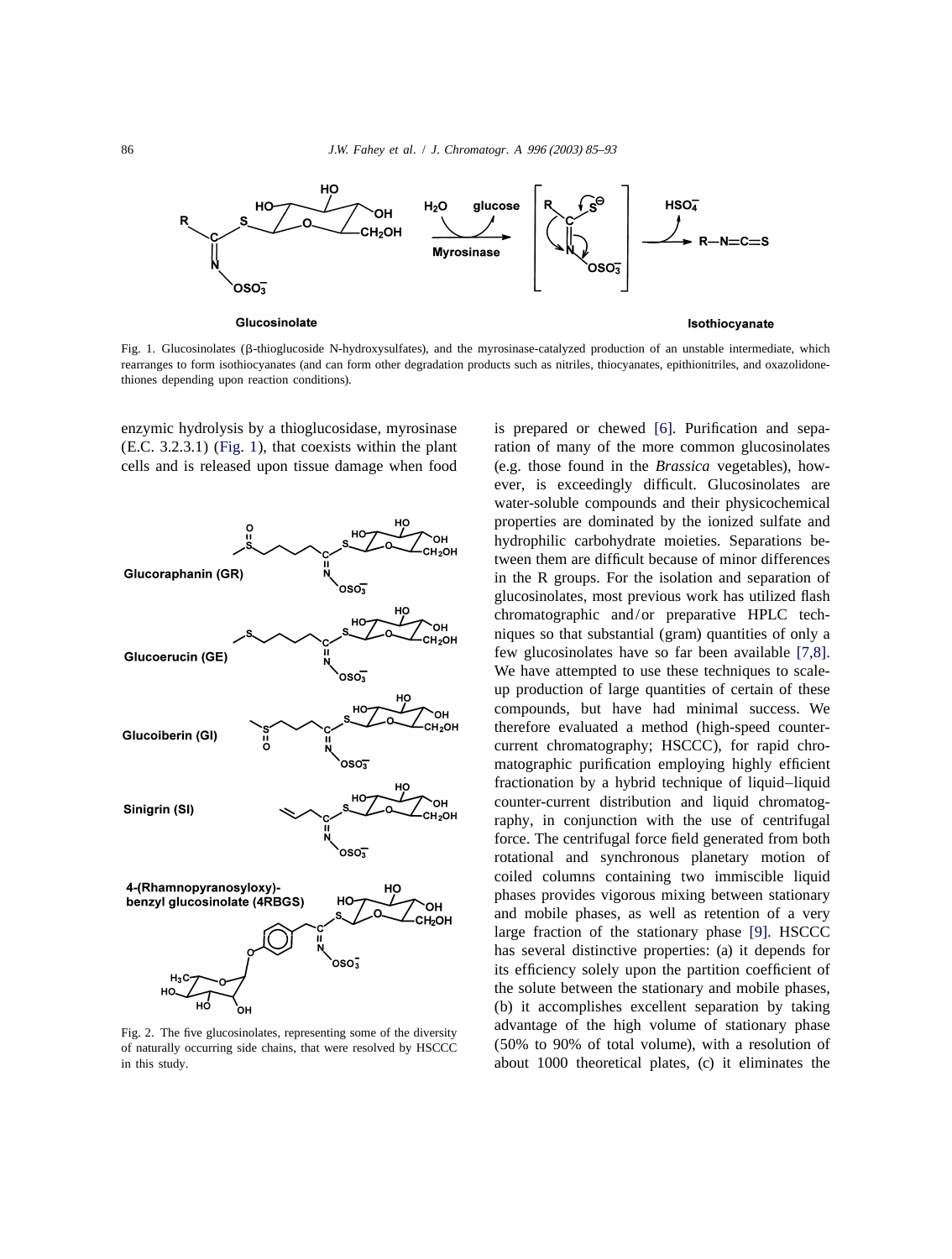Fig. 1. Glucosinolates (β-thioglucoside N-hydroxysulfates), and the myrosinase-catalyzed production of an unstable intermediate, which rearranges to form isothiocyanates (and can form other degradation products such as nitriles, thiocyanates, epithionitriles, and oxazolidone-thiones depending upon reaction conditions).

enzymic hydrolysis by a thioglucosidase, myrosinase (E.C. 3.2.3.1) (Fig. 1), that coexists within the plant cells and is released upon tissue damage when food is prepared or chewed [6]. Purification and separation of many of the more common glucosinolates (e.g. those found in the *Brassica* vegetables), however, is exceedingly difficult. Glucosinolates are water-soluble compounds and their physicochemical properties are dominated by the ionized sulfate and hydrophilic carbohydrate moieties. Separations between them are difficult because of minor differences in the R groups. For the isolation and separation of glucosinolates, most previous work has utilized flash chromatographic and/or preparative HPLC techniques so that substantial (gram) quantities of only a few glucosinolates have so far been available [7,8]. We have attempted to use these techniques to scale-up production of large quantities of certain of these compounds, but have had minimal success. We therefore evaluated a method (high-speed counter-current chromatography; HSCCC), for rapid chromatographic purification employing highly efficient fractionation by a hybrid technique of liquid–liquid counter-current distribution and liquid chromatography, in conjunction with the use of centrifugal force. The centrifugal force field generated from both rotational and synchronous planetary motion of coiled columns containing two immiscible liquid phases provides vigorous mixing between stationary and mobile phases, as well as retention of a very large fraction of the stationary phase [9]. HSCCC has several distinctive properties: (a) it depends for its efficiency solely upon the partition coefficient of the solute between the stationary and mobile phases, (b) it accomplishes excellent separation by taking advantage of the high volume of stationary phase (50% to 90% of total volume), with a resolution of about 1000 theoretical plates, (c) it eliminates the

Fig. 2. The five glucosinolates, representing some of the diversity of naturally occurring side chains, that were resolved by HSCCC in this study.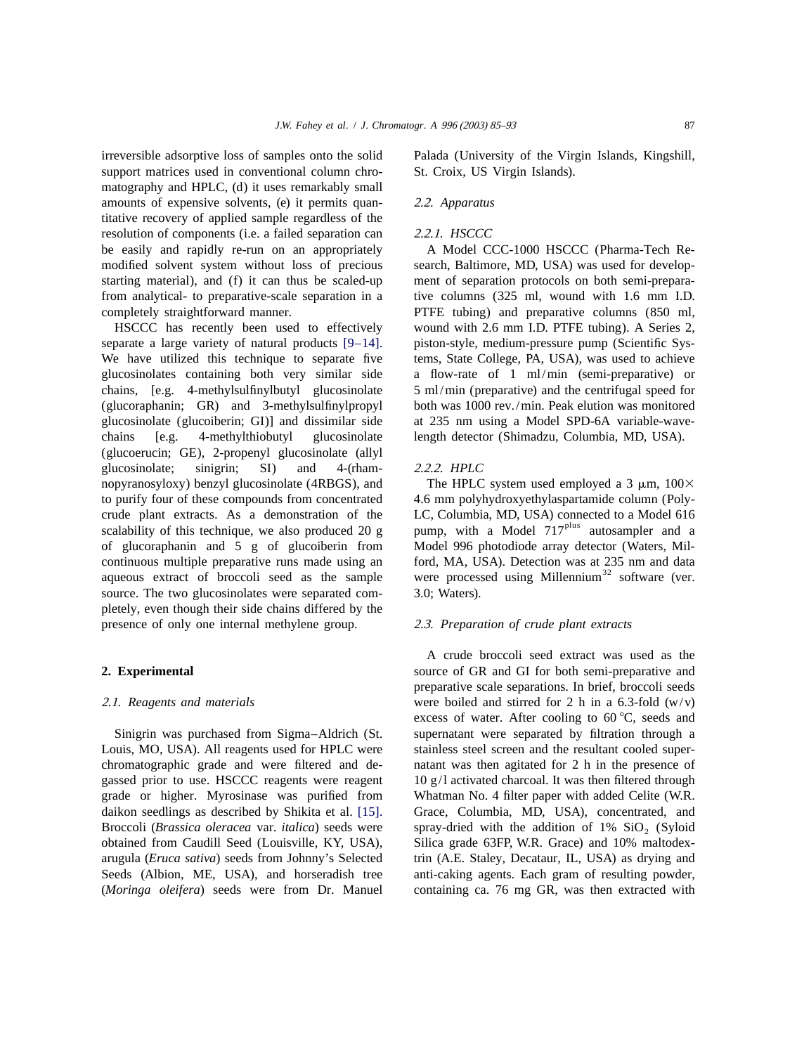irreversible adsorptive loss of samples onto the solid support matrices used in conventional column chromatography and HPLC, (d) it uses remarkably small amounts of expensive solvents, (e) it permits quantitative recovery of applied sample regardless of the resolution of components (i.e. a failed separation can be easily and rapidly re-run on an appropriately modified solvent system without loss of precious starting material), and (f) it can thus be scaled-up from analytical- to preparative-scale separation in a completely straightforward manner.

HSCCC has recently been used to effectively separate a large variety of natural products [9–14]. We have utilized this technique to separate five glucosinolates containing both very similar side chains, [e.g. 4-methylsulfinylbutyl glucosinolate (glucoraphanin; GR) and 3-methylsulfinylpropyl glucosinolate (glucoiberin; GI)] and dissimilar side chains [e.g. 4-methylthiobutyl glucosinolate (glucoerucin; GE), 2-propenyl glucosinolate (allyl glucosinolate; sinigrin; SI) and 4-(rhamnopyranosyloxy) benzyl glucosinolate (4RBGS), and to purify four of these compounds from concentrated crude plant extracts. As a demonstration of the scalability of this technique, we also produced 20 g of glucoraphanin and 5 g of glucoiberin from continuous multiple preparative runs made using an aqueous extract of broccoli seed as the sample source. The two glucosinolates were separated completely, even though their side chains differed by the presence of only one internal methylene group.

## 2. Experimental

### *2.1. Reagents and materials*

Sinigrin was purchased from Sigma–Aldrich (St. Louis, MO, USA). All reagents used for HPLC were chromatographic grade and were filtered and degassed prior to use. HSCCC reagents were reagent grade or higher. Myrosinase was purified from daikon seedlings as described by Shikita et al. [15]. Broccoli (*Brassica oleracea* var. *italica*) seeds were obtained from Caudill Seed (Louisville, KY, USA), arugula (*Eruca sativa*) seeds from Johnny's Selected Seeds (Albion, ME, USA), and horseradish tree (*Moringa oleifera*) seeds were from Dr. Manuel Palada (University of the Virgin Islands, Kingshill, St. Croix, US Virgin Islands).

### *2.2. Apparatus*

#### *2.2.1. HSCCC*

A Model CCC-1000 HSCCC (Pharma-Tech Research, Baltimore, MD, USA) was used for development of separation protocols on both semi-preparative columns (325 ml, wound with 1.6 mm I.D. PTFE tubing) and preparative columns (850 ml, wound with 2.6 mm I.D. PTFE tubing). A Series 2, piston-style, medium-pressure pump (Scientific Systems, State College, PA, USA), was used to achieve a flow-rate of 1 ml/min (semi-preparative) or 5 ml/min (preparative) and the centrifugal speed for both was 1000 rev./min. Peak elution was monitored at 235 nm using a Model SPD-6A variable-wavelength detector (Shimadzu, Columbia, MD, USA).

#### *2.2.2. HPLC*

The HPLC system used employed a 3 μm, 100× 4.6 mm polyhydroxyethylaspartamide column (PolyLC, Columbia, MD, USA) connected to a Model 616 pump, with a Model 717$^{plus}$ autosampler and a Model 996 photodiode array detector (Waters, Milford, MA, USA). Detection was at 235 nm and data were processed using Millennium$^{32}$ software (ver. 3.0; Waters).

### *2.3. Preparation of crude plant extracts*

A crude broccoli seed extract was used as the source of GR and GI for both semi-preparative and preparative scale separations. In brief, broccoli seeds were boiled and stirred for 2 h in a 6.3-fold (w/v) excess of water. After cooling to 60 °C, seeds and supernatant were separated by filtration through a stainless steel screen and the resultant cooled supernatant was then agitated for 2 h in the presence of 10 g/l activated charcoal. It was then filtered through Whatman No. 4 filter paper with added Celite (W.R. Grace, Columbia, MD, USA), concentrated, and spray-dried with the addition of 1% $SiO_2$ (Syloid Silica grade 63FP, W.R. Grace) and 10% maltodextrin (A.E. Staley, Decataur, IL, USA) as drying and anti-caking agents. Each gram of resulting powder, containing ca. 76 mg GR, was then extracted with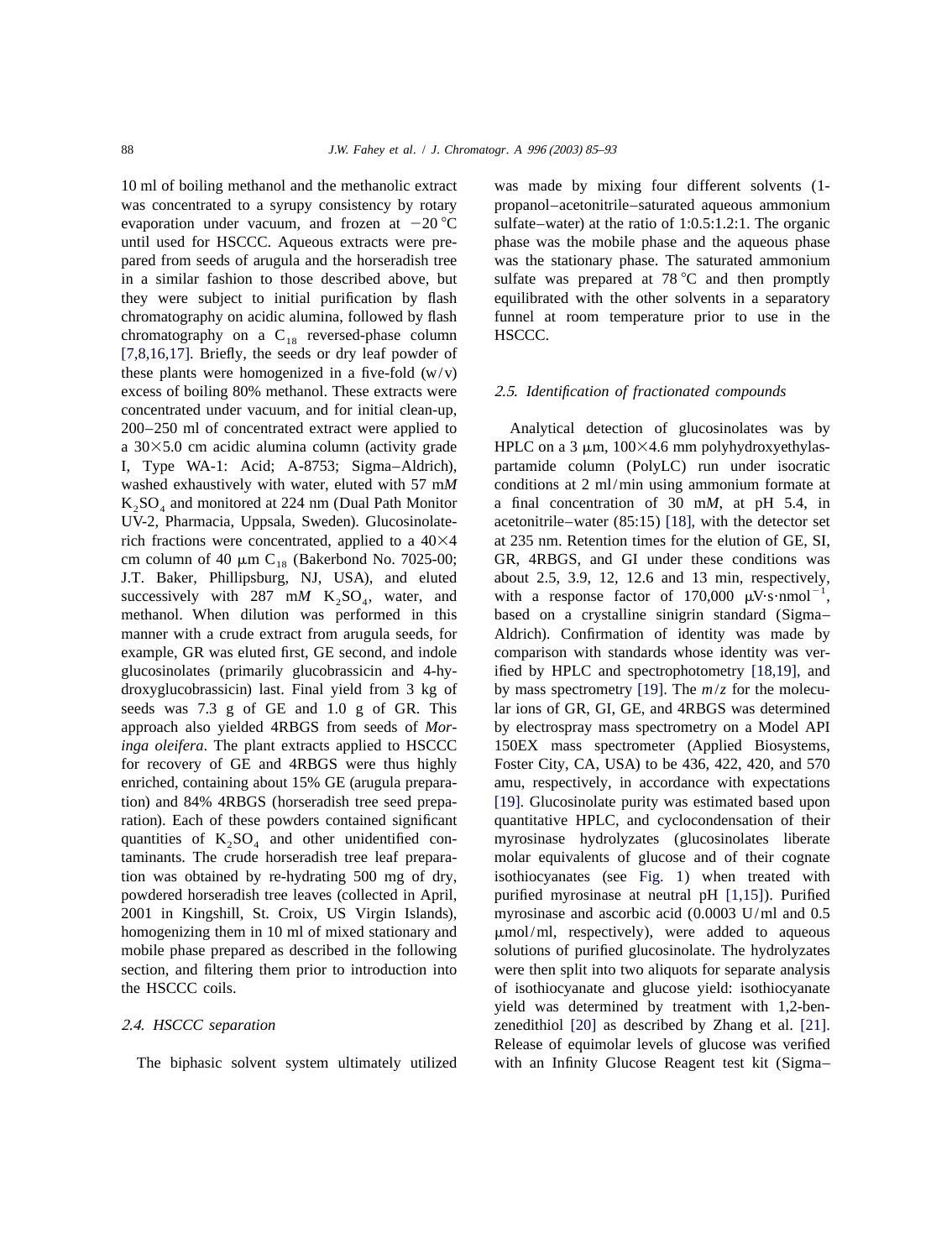10 ml of boiling methanol and the methanolic extract was concentrated to a syrupy consistency by rotary evaporation under vacuum, and frozen at −20 °C until used for HSCCC. Aqueous extracts were prepared from seeds of arugula and the horseradish tree in a similar fashion to those described above, but they were subject to initial purification by flash chromatography on acidic alumina, followed by flash chromatography on a $C_{18}$ reversed-phase column [7,8,16,17]. Briefly, the seeds or dry leaf powder of these plants were homogenized in a five-fold (w/v) excess of boiling 80% methanol. These extracts were concentrated under vacuum, and for initial clean-up, 200–250 ml of concentrated extract were applied to a 30×5.0 cm acidic alumina column (activity grade I, Type WA-1: Acid; A-8753; Sigma–Aldrich), washed exhaustively with water, eluted with 57 m*M* $K_2SO_4$ and monitored at 224 nm (Dual Path Monitor UV-2, Pharmacia, Uppsala, Sweden). Glucosinolate-rich fractions were concentrated, applied to a 40×4 cm column of 40 μm $C_{18}$ (Bakerbond No. 7025-00; J.T. Baker, Phillipsburg, NJ, USA), and eluted successively with 287 m*M* $K_2SO_4$, water, and methanol. When dilution was performed in this manner with a crude extract from arugula seeds, for example, GR was eluted first, GE second, and indole glucosinolates (primarily glucobrassicin and 4-hydroxyglucobrassicin) last. Final yield from 3 kg of seeds was 7.3 g of GE and 1.0 g of GR. This approach also yielded 4RBGS from seeds of *Moringa oleifera*. The plant extracts applied to HSCCC for recovery of GE and 4RBGS were thus highly enriched, containing about 15% GE (arugula preparation) and 84% 4RBGS (horseradish tree seed preparation). Each of these powders contained significant quantities of $K_2SO_4$ and other unidentified contaminants. The crude horseradish tree leaf preparation was obtained by re-hydrating 500 mg of dry, powdered horseradish tree leaves (collected in April, 2001 in Kingshill, St. Croix, US Virgin Islands), homogenizing them in 10 ml of mixed stationary and mobile phase prepared as described in the following section, and filtering them prior to introduction into the HSCCC coils.

### *2.4. HSCCC separation*

The biphasic solvent system ultimately utilized was made by mixing four different solvents (1-propanol–acetonitrile–saturated aqueous ammonium sulfate–water) at the ratio of 1:0.5:1.2:1. The organic phase was the mobile phase and the aqueous phase was the stationary phase. The saturated ammonium sulfate was prepared at 78 °C and then promptly equilibrated with the other solvents in a separatory funnel at room temperature prior to use in the HSCCC.

### *2.5. Identification of fractionated compounds*

Analytical detection of glucosinolates was by HPLC on a 3 μm, 100×4.6 mm polyhydroxyethylaspartamide column (PolyLC) run under isocratic conditions at 2 ml/min using ammonium formate at a final concentration of 30 m*M*, at pH 5.4, in acetonitrile–water (85:15) [18], with the detector set at 235 nm. Retention times for the elution of GE, SI, GR, 4RBGS, and GI under these conditions was about 2.5, 3.9, 12, 12.6 and 13 min, respectively, with a response factor of 170,000 $\mu V \cdot s \cdot nmol^{-1}$, based on a crystalline sinigrin standard (Sigma–Aldrich). Confirmation of identity was made by comparison with standards whose identity was verified by HPLC and spectrophotometry [18,19], and by mass spectrometry [19]. The *m*/*z* for the molecular ions of GR, GI, GE, and 4RBGS was determined by electrospray mass spectrometry on a Model API 150EX mass spectrometer (Applied Biosystems, Foster City, CA, USA) to be 436, 422, 420, and 570 amu, respectively, in accordance with expectations [19]. Glucosinolate purity was estimated based upon quantitative HPLC, and cyclocondensation of their myrosinase hydrolyzates (glucosinolates liberate molar equivalents of glucose and of their cognate isothiocyanates (see Fig. 1) when treated with purified myrosinase at neutral pH [1,15]). Purified myrosinase and ascorbic acid (0.0003 U/ml and 0.5 μmol/ml, respectively), were added to aqueous solutions of purified glucosinolate. The hydrolyzates were then split into two aliquots for separate analysis of isothiocyanate and glucose yield: isothiocyanate yield was determined by treatment with 1,2-benzenedithiol [20] as described by Zhang et al. [21]. Release of equimolar levels of glucose was verified with an Infinity Glucose Reagent test kit (Sigma–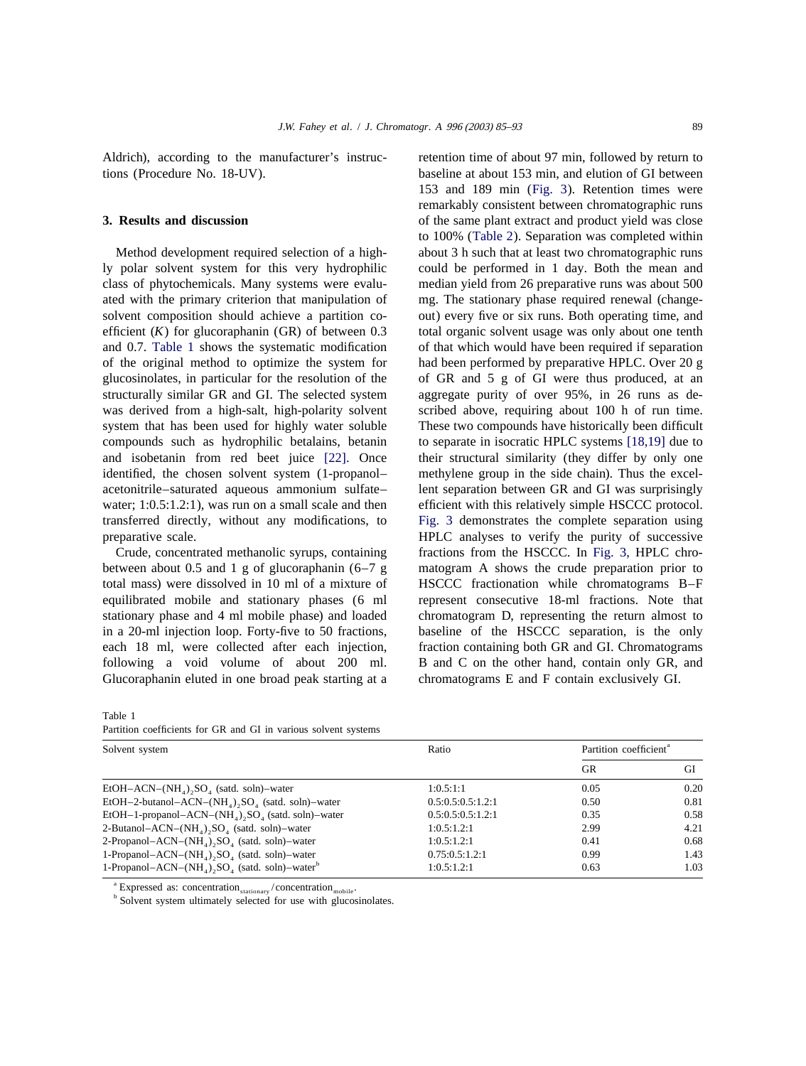Aldrich), according to the manufacturer's instructions (Procedure No. 18-UV).

## 3. Results and discussion

Method development required selection of a highly polar solvent system for this very hydrophilic class of phytochemicals. Many systems were evaluated with the primary criterion that manipulation of solvent composition should achieve a partition coefficient ($K$) for glucoraphanin (GR) of between 0.3 and 0.7. Table 1 shows the systematic modification of the original method to optimize the system for glucosinolates, in particular for the resolution of the structurally similar GR and GI. The selected system was derived from a high-salt, high-polarity solvent system that has been used for highly water soluble compounds such as hydrophilic betalains, betanin and isobetanin from red beet juice [22]. Once identified, the chosen solvent system (1-propanol–acetonitrile–saturated aqueous ammonium sulfate–water; 1:0.5:1.2:1), was run on a small scale and then transferred directly, without any modifications, to preparative scale.

Crude, concentrated methanolic syrups, containing between about 0.5 and 1 g of glucoraphanin (6–7 g total mass) were dissolved in 10 ml of a mixture of equilibrated mobile and stationary phases (6 ml stationary phase and 4 ml mobile phase) and loaded in a 20-ml injection loop. Forty-five to 50 fractions, each 18 ml, were collected after each injection, following a void volume of about 200 ml. Glucoraphanin eluted in one broad peak starting at a retention time of about 97 min, followed by return to baseline at about 153 min, and elution of GI between 153 and 189 min (Fig. 3). Retention times were remarkably consistent between chromatographic runs of the same plant extract and product yield was close to 100% (Table 2). Separation was completed within about 3 h such that at least two chromatographic runs could be performed in 1 day. Both the mean and median yield from 26 preparative runs was about 500 mg. The stationary phase required renewal (change-out) every five or six runs. Both operating time, and total organic solvent usage was only about one tenth of that which would have been required if separation had been performed by preparative HPLC. Over 20 g of GR and 5 g of GI were thus produced, at an aggregate purity of over 95%, in 26 runs as described above, requiring about 100 h of run time. These two compounds have historically been difficult to separate in isocratic HPLC systems [18,19] due to their structural similarity (they differ by only one methylene group in the side chain). Thus the excellent separation between GR and GI was surprisingly efficient with this relatively simple HSCCC protocol. Fig. 3 demonstrates the complete separation using HPLC analyses to verify the purity of successive fractions from the HSCCC. In Fig. 3, HPLC chromatogram A shows the crude preparation prior to HSCCC fractionation while chromatograms B–F represent consecutive 18-ml fractions. Note that chromatogram D, representing the return almost to baseline of the HSCCC separation, is the only fraction containing both GR and GI. Chromatograms B and C on the other hand, contain only GR, and chromatograms E and F contain exclusively GI.

Table 1
Partition coefficients for GR and GI in various solvent systems

| Solvent system | Ratio | Partition coefficient[a] | |
|---|---|---|---|
| | | GR | GI |
| EtOH–ACN–$(NH_4)_2SO_4$ (satd. soln)–water | 1:0.5:1:1 | 0.05 | 0.20 |
| EtOH–2-butanol–ACN–$(NH_4)_2SO_4$ (satd. soln)–water | 0.5:0.5:0.5:1.2:1 | 0.50 | 0.81 |
| EtOH–1-propanol–ACN–$(NH_4)_2SO_4$ (satd. soln)–water | 0.5:0.5:0.5:1.2:1 | 0.35 | 0.58 |
| 2-Butanol–ACN–$(NH_4)_2SO_4$ (satd. soln)–water | 1:0.5:1.2:1 | 2.99 | 4.21 |
| 2-Propanol–ACN–$(NH_4)_2SO_4$ (satd. soln)–water | 1:0.5:1.2:1 | 0.41 | 0.68 |
| 1-Propanol–ACN–$(NH_4)_2SO_4$ (satd. soln)–water | 0.75:0.5:1.2:1 | 0.99 | 1.43 |
| 1-Propanol–ACN–$(NH_4)_2SO_4$ (satd. soln)–water[b] | 1:0.5:1.2:1 | 0.63 | 1.03 |

[a] Expressed as: $\text{concentration}_{\text{stationary}}/\text{concentration}_{\text{mobile}}$.
[b] Solvent system ultimately selected for use with glucosinolates.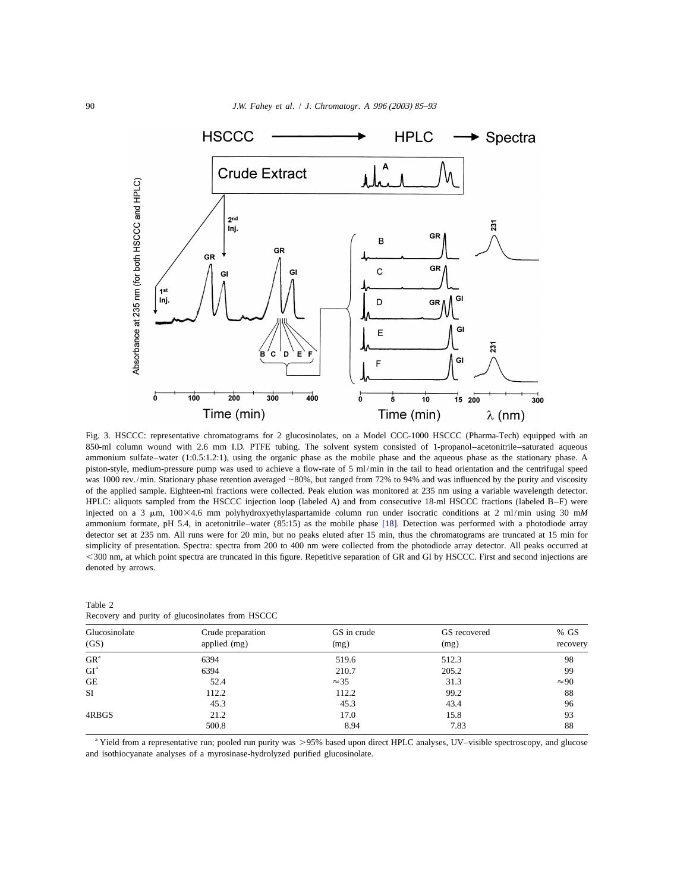Fig. 3. HSCCC: representative chromatograms for 2 glucosinolates, on a Model CCC-1000 HSCCC (Pharma-Tech) equipped with an 850-ml column wound with 2.6 mm I.D. PTFE tubing. The solvent system consisted of 1-propanol–acetonitrile–saturated aqueous ammonium sulfate–water (1:0.5:1.2:1), using the organic phase as the mobile phase and the aqueous phase as the stationary phase. A piston-style, medium-pressure pump was used to achieve a flow-rate of 5 ml/min in the tail to head orientation and the centrifugal speed was 1000 rev./min. Stationary phase retention averaged ~80%, but ranged from 72% to 94% and was influenced by the purity and viscosity of the applied sample. Eighteen-ml fractions were collected. Peak elution was monitored at 235 nm using a variable wavelength detector. HPLC: aliquots sampled from the HSCCC injection loop (labeled A) and from consecutive 18-ml HSCCC fractions (labeled B–F) were injected on a 3 μm, 100×4.6 mm polyhydroxyethylaspartamide column run under isocratic conditions at 2 ml/min using 30 m*M* ammonium formate, pH 5.4, in acetonitrile–water (85:15) as the mobile phase [18]. Detection was performed with a photodiode array detector set at 235 nm. All runs were for 20 min, but no peaks eluted after 15 min, thus the chromatograms are truncated at 15 min for simplicity of presentation. Spectra: spectra from 200 to 400 nm were collected from the photodiode array detector. All peaks occurred at <300 nm, at which point spectra are truncated in this figure. Repetitive separation of GR and GI by HSCCC. First and second injections are denoted by arrows.

Table 2
Recovery and purity of glucosinolates from HSCCC

| Glucosinolate (GS) | Crude preparation applied (mg) | GS in crude (mg) | GS recovered (mg) | % GS recovery |
|---|---|---|---|---|
| GR[a] | 6394 | 519.6 | 512.3 | 98 |
| GI[a] | 6394 | 210.7 | 205.2 | 99 |
| GE | 52.4 | ≈35 | 31.3 | ≈90 |
| SI | 112.2 | 112.2 | 99.2 | 88 |
| | 45.3 | 45.3 | 43.4 | 96 |
| 4RBGS | 21.2 | 17.0 | 15.8 | 93 |
| | 500.8 | 8.94 | 7.83 | 88 |

[a] Yield from a representative run; pooled run purity was >95% based upon direct HPLC analyses, UV–visible spectroscopy, and glucose and isothiocyanate analyses of a myrosinase-hydrolyzed purified glucosinolate.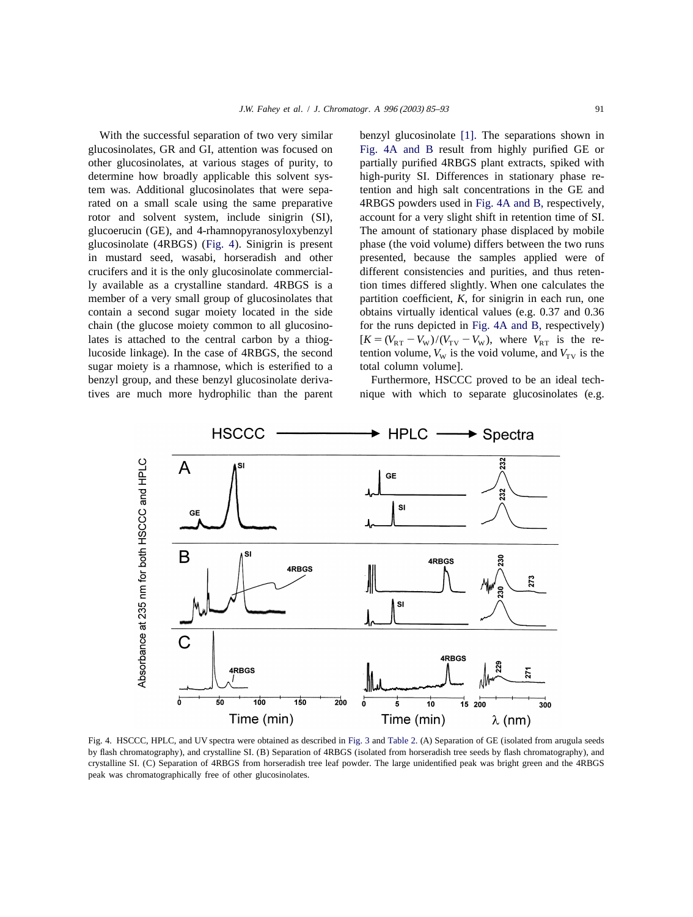With the successful separation of two very similar glucosinolates, GR and GI, attention was focused on other glucosinolates, at various stages of purity, to determine how broadly applicable this solvent system was. Additional glucosinolates that were separated on a small scale using the same preparative rotor and solvent system, include sinigrin (SI), glucoerucin (GE), and 4-rhamnopyranosyloxybenzyl glucosinolate (4RBGS) (Fig. 4). Sinigrin is present in mustard seed, wasabi, horseradish and other crucifers and it is the only glucosinolate commercially available as a crystalline standard. 4RBGS is a member of a very small group of glucosinolates that contain a second sugar moiety located in the side chain (the glucose moiety common to all glucosinolates is attached to the central carbon by a thioglucoside linkage). In the case of 4RBGS, the second sugar moiety is a rhamnose, which is esterified to a benzyl group, and these benzyl glucosinolate derivatives are much more hydrophilic than the parent benzyl glucosinolate [1]. The separations shown in Fig. 4A and B result from highly purified GE or partially purified 4RBGS plant extracts, spiked with high-purity SI. Differences in stationary phase retention and high salt concentrations in the GE and 4RBGS powders used in Fig. 4A and B, respectively, account for a very slight shift in retention time of SI. The amount of stationary phase displaced by mobile phase (the void volume) differs between the two runs presented, because the samples applied were of different consistencies and purities, and thus retention times differed slightly. When one calculates the partition coefficient, $K$, for sinigrin in each run, one obtains virtually identical values (e.g. 0.37 and 0.36 for the runs depicted in Fig. 4A and B, respectively) [$K = (V_{RT} - V_W)/(V_{TV} - V_W)$, where $V_{RT}$ is the retention volume, $V_W$ is the void volume, and $V_{TV}$ is the total column volume].

Furthermore, HSCCC proved to be an ideal technique with which to separate glucosinolates (e.g.

Fig. 4. HSCCC, HPLC, and UV spectra were obtained as described in Fig. 3 and Table 2. (A) Separation of GE (isolated from arugula seeds by flash chromatography), and crystalline SI. (B) Separation of 4RBGS (isolated from horseradish tree seeds by flash chromatography), and crystalline SI. (C) Separation of 4RBGS from horseradish tree leaf powder. The large unidentified peak was bright green and the 4RBGS peak was chromatographically free of other glucosinolates.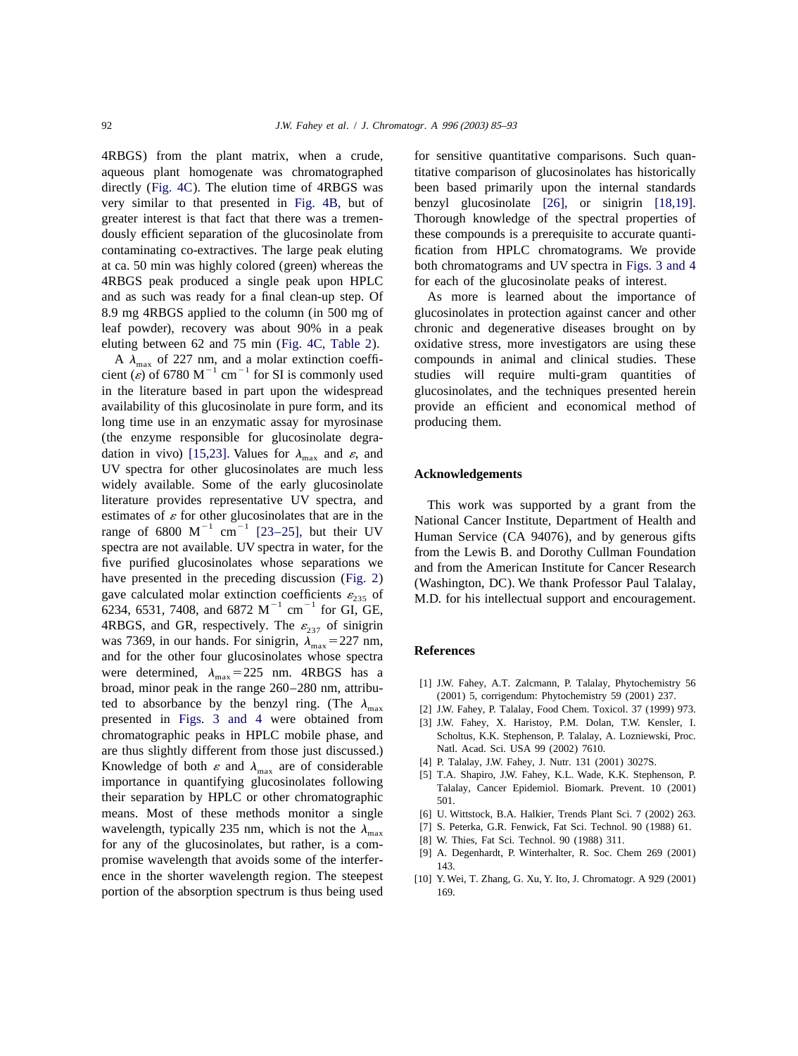4RBGS) from the plant matrix, when a crude, aqueous plant homogenate was chromatographed directly (Fig. 4C). The elution time of 4RBGS was very similar to that presented in Fig. 4B, but of greater interest is that fact that there was a tremendously efficient separation of the glucosinolate from contaminating co-extractives. The large peak eluting at ca. 50 min was highly colored (green) whereas the 4RBGS peak produced a single peak upon HPLC and as such was ready for a final clean-up step. Of 8.9 mg 4RBGS applied to the column (in 500 mg of leaf powder), recovery was about 90% in a peak eluting between 62 and 75 min (Fig. 4C, Table 2).

A $\lambda_{max}$ of 227 nm, and a molar extinction coefficient ($\varepsilon$) of 6780 $M^{-1}$ $cm^{-1}$ for SI is commonly used in the literature based in part upon the widespread availability of this glucosinolate in pure form, and its long time use in an enzymatic assay for myrosinase (the enzyme responsible for glucosinolate degradation in vivo) [15,23]. Values for $\lambda_{max}$ and $\varepsilon$, and UV spectra for other glucosinolates are much less widely available. Some of the early glucosinolate literature provides representative UV spectra, and estimates of $\varepsilon$ for other glucosinolates that are in the range of 6800 $M^{-1}$ $cm^{-1}$ [23–25], but their UV spectra are not available. UV spectra in water, for the five purified glucosinolates whose separations we have presented in the preceding discussion (Fig. 2) gave calculated molar extinction coefficients $\varepsilon_{235}$ of 6234, 6531, 7408, and 6872 $M^{-1}$ $cm^{-1}$ for GI, GE, 4RBGS, and GR, respectively. The $\varepsilon_{237}$ of sinigrin was 7369, in our hands. For sinigrin, $\lambda_{max}$ = 227 nm, and for the other four glucosinolates whose spectra were determined, $\lambda_{max}$ = 225 nm. 4RBGS has a broad, minor peak in the range 260–280 nm, attributed to absorbance by the benzyl ring. (The $\lambda_{max}$ presented in Figs. 3 and 4 were obtained from chromatographic peaks in HPLC mobile phase, and are thus slightly different from those just discussed.) Knowledge of both $\varepsilon$ and $\lambda_{max}$ are of considerable importance in quantifying glucosinolates following their separation by HPLC or other chromatographic means. Most of these methods monitor a single wavelength, typically 235 nm, which is not the $\lambda_{max}$ for any of the glucosinolates, but rather, is a compromise wavelength that avoids some of the interference in the shorter wavelength region. The steepest portion of the absorption spectrum is thus being used for sensitive quantitative comparisons. Such quantitative comparison of glucosinolates has historically been based primarily upon the internal standards benzyl glucosinolate [26], or sinigrin [18,19]. Thorough knowledge of the spectral properties of these compounds is a prerequisite to accurate quantification from HPLC chromatograms. We provide both chromatograms and UV spectra in Figs. 3 and 4 for each of the glucosinolate peaks of interest.

As more is learned about the importance of glucosinolates in protection against cancer and other chronic and degenerative diseases brought on by oxidative stress, more investigators are using these compounds in animal and clinical studies. These studies will require multi-gram quantities of glucosinolates, and the techniques presented herein provide an efficient and economical method of producing them.

## Acknowledgements

This work was supported by a grant from the National Cancer Institute, Department of Health and Human Service (CA 94076), and by generous gifts from the Lewis B. and Dorothy Cullman Foundation and from the American Institute for Cancer Research (Washington, DC). We thank Professor Paul Talalay, M.D. for his intellectual support and encouragement.

## References

[1] J.W. Fahey, A.T. Zalcmann, P. Talalay, Phytochemistry 56 (2001) 5, corrigendum: Phytochemistry 59 (2001) 237.

[2] J.W. Fahey, P. Talalay, Food Chem. Toxicol. 37 (1999) 973.

[3] J.W. Fahey, X. Haristoy, P.M. Dolan, T.W. Kensler, I. Scholtus, K.K. Stephenson, P. Talalay, A. Lozniewski, Proc. Natl. Acad. Sci. USA 99 (2002) 7610.

[4] P. Talalay, J.W. Fahey, J. Nutr. 131 (2001) 3027S.

[5] T.A. Shapiro, J.W. Fahey, K.L. Wade, K.K. Stephenson, P. Talalay, Cancer Epidemiol. Biomark. Prevent. 10 (2001) 501.

[6] U. Wittstock, B.A. Halkier, Trends Plant Sci. 7 (2002) 263.

[7] S. Peterka, G.R. Fenwick, Fat Sci. Technol. 90 (1988) 61.

[8] W. Thies, Fat Sci. Technol. 90 (1988) 311.

[9] A. Degenhardt, P. Winterhalter, R. Soc. Chem 269 (2001) 143.

[10] Y. Wei, T. Zhang, G. Xu, Y. Ito, J. Chromatogr. A 929 (2001) 169.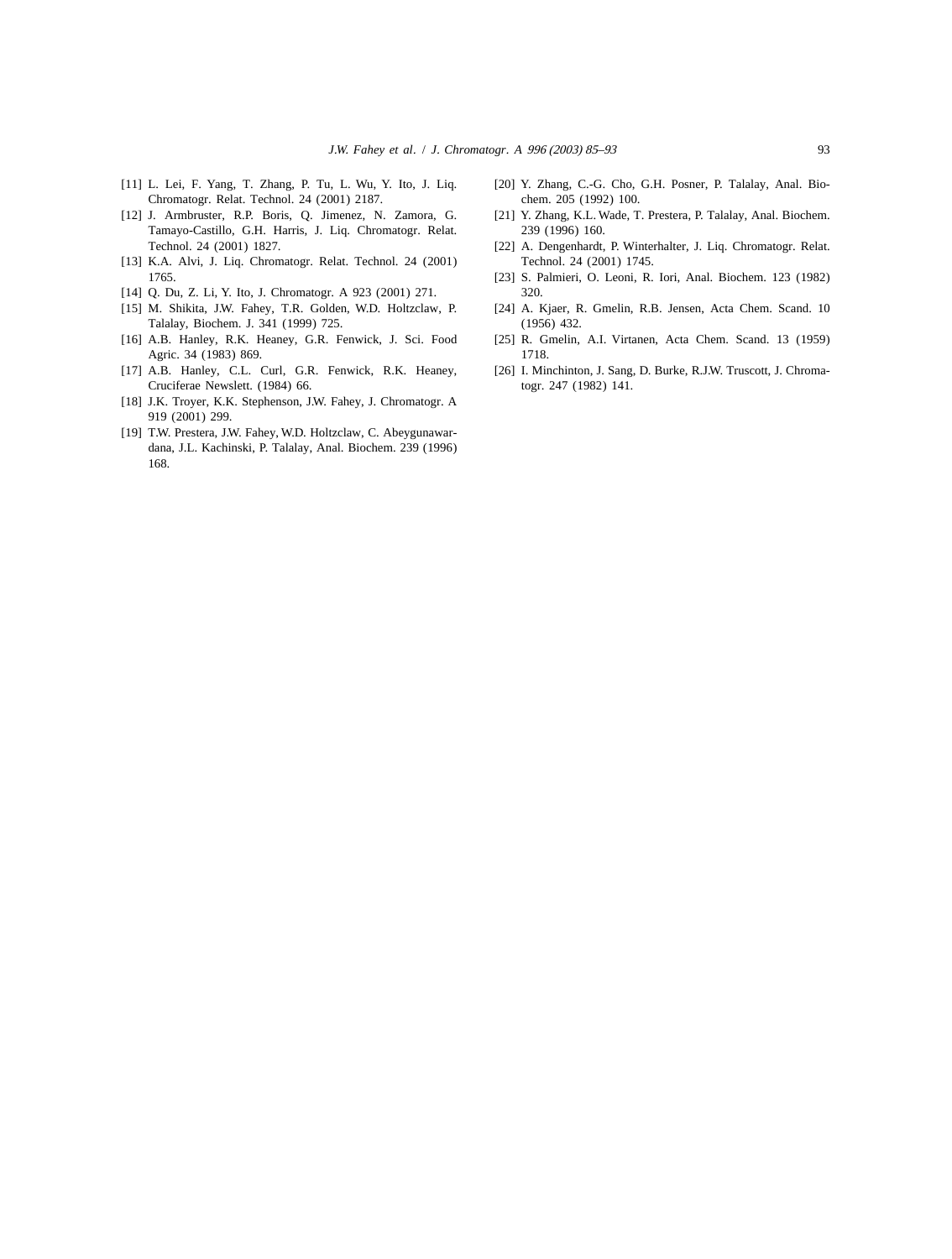[11] L. Lei, F. Yang, T. Zhang, P. Tu, L. Wu, Y. Ito, J. Liq. Chromatogr. Relat. Technol. 24 (2001) 2187.

[12] J. Armbruster, R.P. Boris, Q. Jimenez, N. Zamora, G. Tamayo-Castillo, G.H. Harris, J. Liq. Chromatogr. Relat. Technol. 24 (2001) 1827.

[13] K.A. Alvi, J. Liq. Chromatogr. Relat. Technol. 24 (2001) 1765.

[14] Q. Du, Z. Li, Y. Ito, J. Chromatogr. A 923 (2001) 271.

[15] M. Shikita, J.W. Fahey, T.R. Golden, W.D. Holtzclaw, P. Talalay, Biochem. J. 341 (1999) 725.

[16] A.B. Hanley, R.K. Heaney, G.R. Fenwick, J. Sci. Food Agric. 34 (1983) 869.

[17] A.B. Hanley, C.L. Curl, G.R. Fenwick, R.K. Heaney, Cruciferae Newslett. (1984) 66.

[18] J.K. Troyer, K.K. Stephenson, J.W. Fahey, J. Chromatogr. A 919 (2001) 299.

[19] T.W. Prestera, J.W. Fahey, W.D. Holtzclaw, C. Abeygunawardana, J.L. Kachinski, P. Talalay, Anal. Biochem. 239 (1996) 168.

[20] Y. Zhang, C.-G. Cho, G.H. Posner, P. Talalay, Anal. Biochem. 205 (1992) 100.

[21] Y. Zhang, K.L. Wade, T. Prestera, P. Talalay, Anal. Biochem. 239 (1996) 160.

[22] A. Dengenhardt, P. Winterhalter, J. Liq. Chromatogr. Relat. Technol. 24 (2001) 1745.

[23] S. Palmieri, O. Leoni, R. Iori, Anal. Biochem. 123 (1982) 320.

[24] A. Kjaer, R. Gmelin, R.B. Jensen, Acta Chem. Scand. 10 (1956) 432.

[25] R. Gmelin, A.I. Virtanen, Acta Chem. Scand. 13 (1959) 1718.

[26] I. Minchinton, J. Sang, D. Burke, R.J.W. Truscott, J. Chromatogr. 247 (1982) 141.